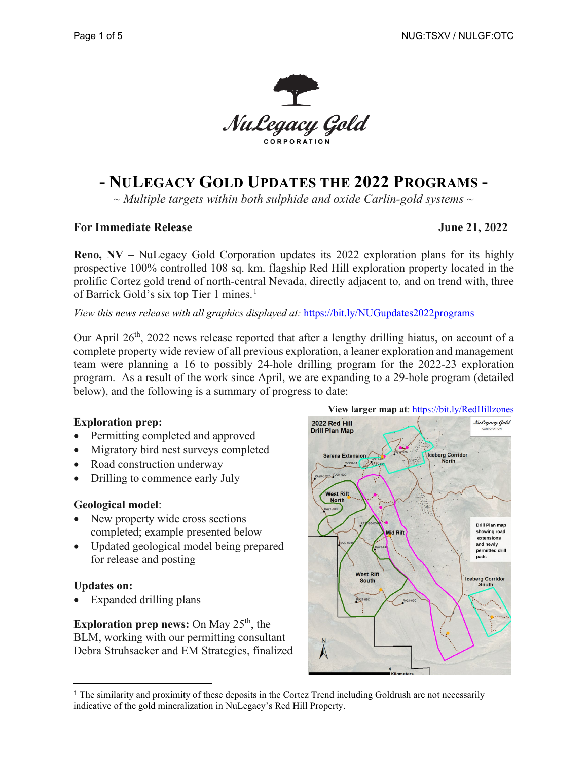# - NuLegacy Gold Updates the 2022 Programs -

*~ Multiple targets within both sulphide and oxide Carlin-gold systems ~*

**For Immediate Release** **June 21, 2022**

**Reno, NV –** NuLegacy Gold Corporation updates its 2022 exploration plans for its highly prospective 100% controlled 108 sq. km. flagship Red Hill exploration property located in the prolific Cortez gold trend of north-central Nevada, directly adjacent to, and on trend with, three of Barrick Gold's six top Tier 1 mines.[1]

*View this news release with all graphics displayed at:* https://bit.ly/NUGupdates2022programs

Our April 26th, 2022 news release reported that after a lengthy drilling hiatus, on account of a complete property wide review of all previous exploration, a leaner exploration and management team were planning a 16 to possibly 24-hole drilling program for the 2022-23 exploration program. As a result of the work since April, we are expanding to a 29-hole program (detailed below), and the following is a summary of progress to date:

**Exploration prep:**

- Permitting completed and approved
- Migratory bird nest surveys completed
- Road construction underway
- Drilling to commence early July

**Geological model**:

- New property wide cross sections completed; example presented below
- Updated geological model being prepared for release and posting

**Updates on:**

- Expanded drilling plans

**View larger map at**: https://bit.ly/RedHillzones

**Exploration prep news:** On May 25th, the BLM, working with our permitting consultant Debra Struhsacker and EM Strategies, finalized

[1] The similarity and proximity of these deposits in the Cortez Trend including Goldrush are not necessarily indicative of the gold mineralization in NuLegacy's Red Hill Property.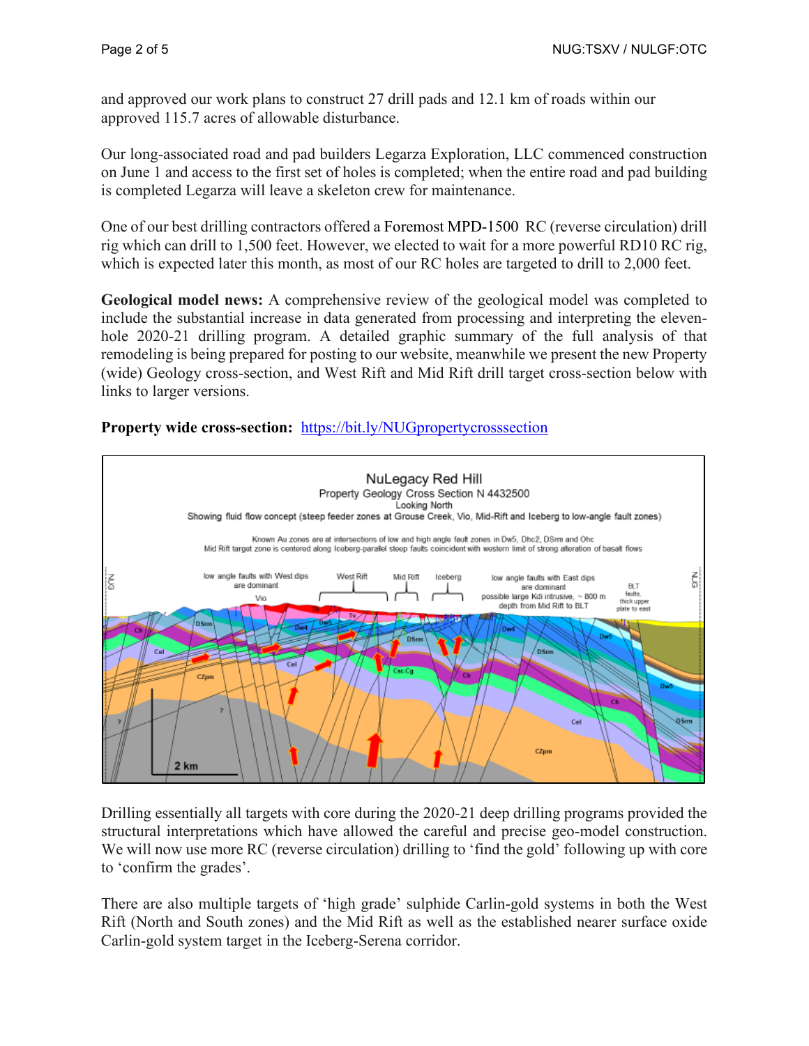and approved our work plans to construct 27 drill pads and 12.1 km of roads within our approved 115.7 acres of allowable disturbance.

Our long-associated road and pad builders Legarza Exploration, LLC commenced construction on June 1 and access to the first set of holes is completed; when the entire road and pad building is completed Legarza will leave a skeleton crew for maintenance.

One of our best drilling contractors offered a Foremost MPD-1500 RC (reverse circulation) drill rig which can drill to 1,500 feet. However, we elected to wait for a more powerful RD10 RC rig, which is expected later this month, as most of our RC holes are targeted to drill to 2,000 feet.

**Geological model news:** A comprehensive review of the geological model was completed to include the substantial increase in data generated from processing and interpreting the eleven-hole 2020-21 drilling program. A detailed graphic summary of the full analysis of that remodeling is being prepared for posting to our website, meanwhile we present the new Property (wide) Geology cross-section, and West Rift and Mid Rift drill target cross-section below with links to larger versions.

**Property wide cross-section:** https://bit.ly/NUGpropertycrosssection

Drilling essentially all targets with core during the 2020-21 deep drilling programs provided the structural interpretations which have allowed the careful and precise geo-model construction. We will now use more RC (reverse circulation) drilling to 'find the gold' following up with core to 'confirm the grades'.

There are also multiple targets of 'high grade' sulphide Carlin-gold systems in both the West Rift (North and South zones) and the Mid Rift as well as the established nearer surface oxide Carlin-gold system target in the Iceberg-Serena corridor.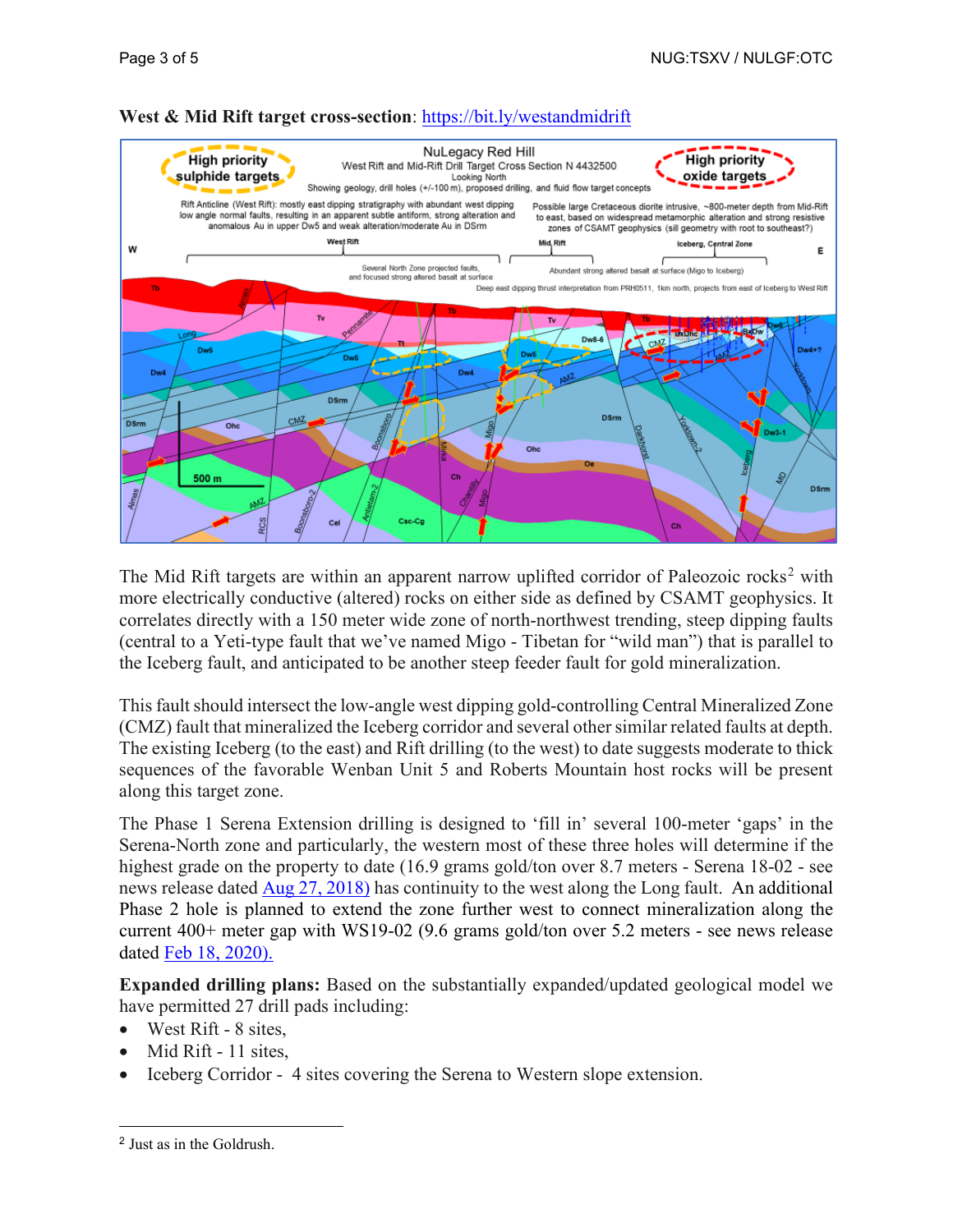**West & Mid Rift target cross-section**: https://bit.ly/westandmidrift

The Mid Rift targets are within an apparent narrow uplifted corridor of Paleozoic rocks[2] with more electrically conductive (altered) rocks on either side as defined by CSAMT geophysics. It correlates directly with a 150 meter wide zone of north-northwest trending, steep dipping faults (central to a Yeti-type fault that we've named Migo - Tibetan for "wild man") that is parallel to the Iceberg fault, and anticipated to be another steep feeder fault for gold mineralization.

This fault should intersect the low-angle west dipping gold-controlling Central Mineralized Zone (CMZ) fault that mineralized the Iceberg corridor and several other similar related faults at depth. The existing Iceberg (to the east) and Rift drilling (to the west) to date suggests moderate to thick sequences of the favorable Wenban Unit 5 and Roberts Mountain host rocks will be present along this target zone.

The Phase 1 Serena Extension drilling is designed to 'fill in' several 100-meter 'gaps' in the Serena-North zone and particularly, the western most of these three holes will determine if the highest grade on the property to date (16.9 grams gold/ton over 8.7 meters - Serena 18-02 - see news release dated Aug 27, 2018) has continuity to the west along the Long fault. An additional Phase 2 hole is planned to extend the zone further west to connect mineralization along the current 400+ meter gap with WS19-02 (9.6 grams gold/ton over 5.2 meters - see news release dated Feb 18, 2020).

**Expanded drilling plans:** Based on the substantially expanded/updated geological model we have permitted 27 drill pads including:

- West Rift - 8 sites,
- Mid Rift - 11 sites,
- Iceberg Corridor - 4 sites covering the Serena to Western slope extension.

---

[2] Just as in the Goldrush.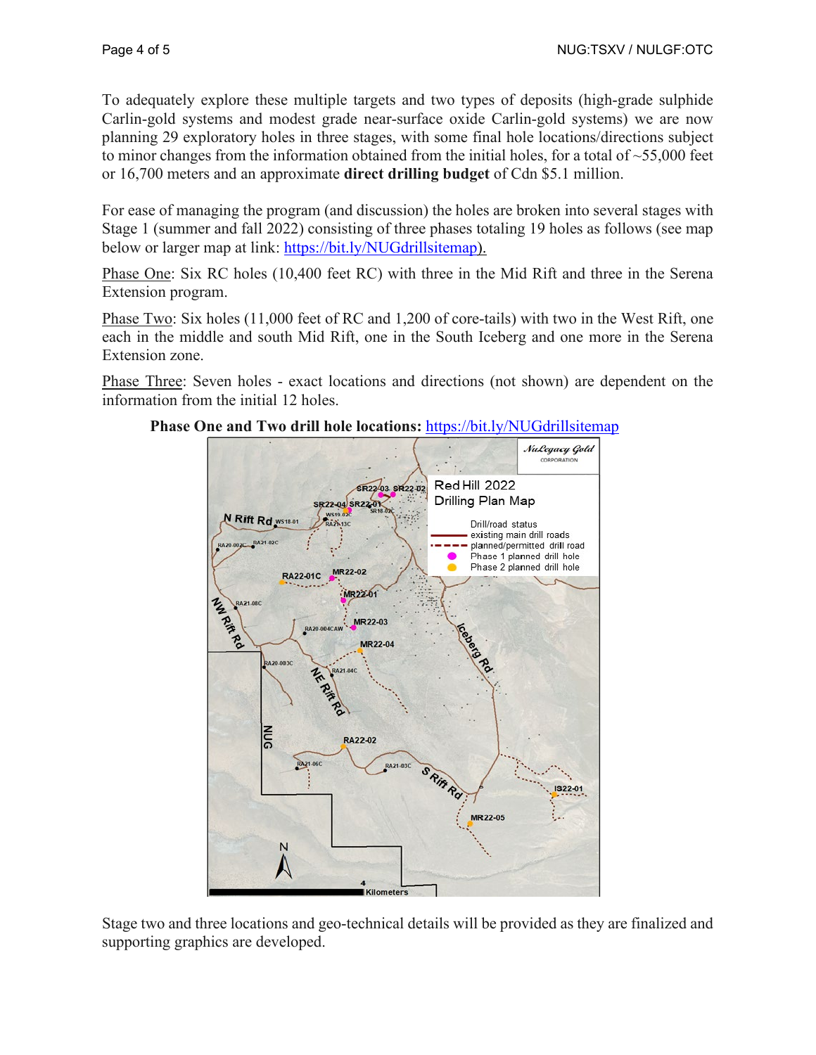To adequately explore these multiple targets and two types of deposits (high-grade sulphide Carlin-gold systems and modest grade near-surface oxide Carlin-gold systems) we are now planning 29 exploratory holes in three stages, with some final hole locations/directions subject to minor changes from the information obtained from the initial holes, for a total of ~55,000 feet or 16,700 meters and an approximate **direct drilling budget** of Cdn $5.1 million.

For ease of managing the program (and discussion) the holes are broken into several stages with Stage 1 (summer and fall 2022) consisting of three phases totaling 19 holes as follows (see map below or larger map at link: https://bit.ly/NUGdrillsitemap).

Phase One: Six RC holes (10,400 feet RC) with three in the Mid Rift and three in the Serena Extension program.

Phase Two: Six holes (11,000 feet of RC and 1,200 of core-tails) with two in the West Rift, one each in the middle and south Mid Rift, one in the South Iceberg and one more in the Serena Extension zone.

Phase Three: Seven holes - exact locations and directions (not shown) are dependent on the information from the initial 12 holes.

**Phase One and Two drill hole locations:** https://bit.ly/NUGdrillsitemap

Stage two and three locations and geo-technical details will be provided as they are finalized and supporting graphics are developed.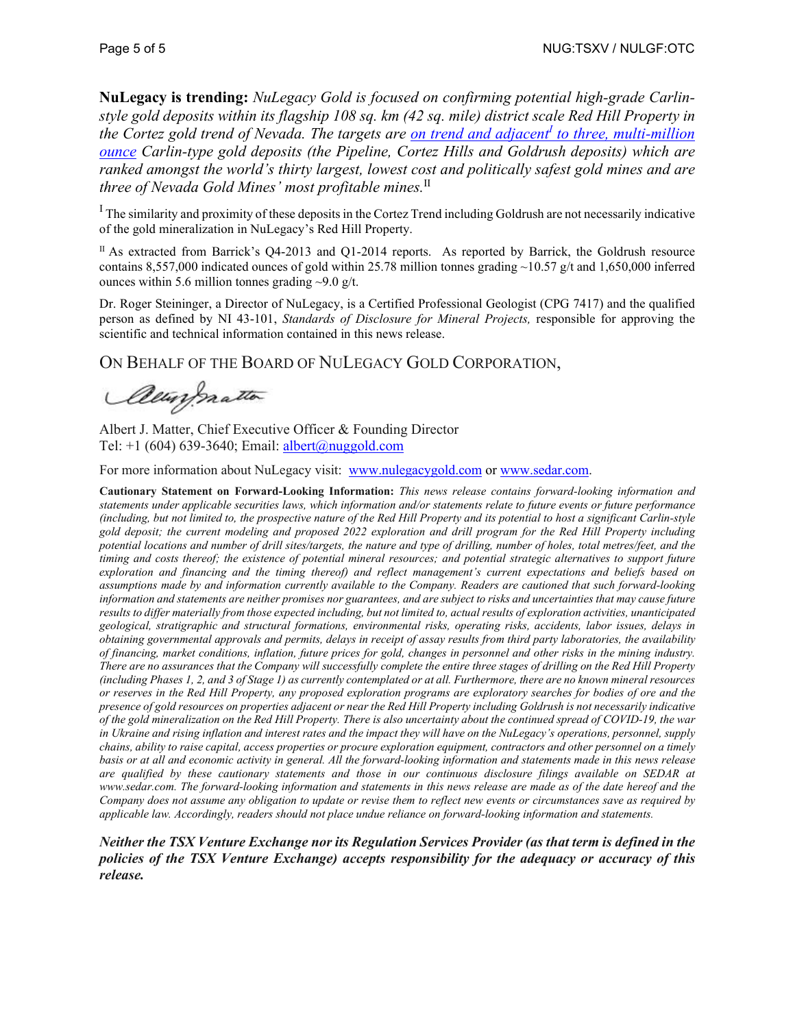**NuLegacy is trending:** *NuLegacy Gold is focused on confirming potential high-grade Carlin-style gold deposits within its flagship 108 sq. km (42 sq. mile) district scale Red Hill Property in the Cortez gold trend of Nevada. The targets are on trend and adjacent[I] to three, multi-million ounce Carlin-type gold deposits (the Pipeline, Cortez Hills and Goldrush deposits) which are ranked amongst the world's thirty largest, lowest cost and politically safest gold mines and are three of Nevada Gold Mines' most profitable mines.*[II]

[I] The similarity and proximity of these deposits in the Cortez Trend including Goldrush are not necessarily indicative of the gold mineralization in NuLegacy's Red Hill Property.

[II] As extracted from Barrick's Q4-2013 and Q1-2014 reports. As reported by Barrick, the Goldrush resource contains 8,557,000 indicated ounces of gold within 25.78 million tonnes grading ~10.57 g/t and 1,650,000 inferred ounces within 5.6 million tonnes grading ~9.0 g/t.

Dr. Roger Steininger, a Director of NuLegacy, is a Certified Professional Geologist (CPG 7417) and the qualified person as defined by NI 43-101, *Standards of Disclosure for Mineral Projects,* responsible for approving the scientific and technical information contained in this news release.

ON BEHALF OF THE BOARD OF NULEGACY GOLD CORPORATION,

Albert J. Matter, Chief Executive Officer & Founding Director
Tel: +1 (604) 639-3640; Email: albert@nuggold.com

For more information about NuLegacy visit: www.nulegacygold.com or www.sedar.com.

**Cautionary Statement on Forward-Looking Information:** *This news release contains forward-looking information and statements under applicable securities laws, which information and/or statements relate to future events or future performance (including, but not limited to, the prospective nature of the Red Hill Property and its potential to host a significant Carlin-style gold deposit; the current modeling and proposed 2022 exploration and drill program for the Red Hill Property including potential locations and number of drill sites/targets, the nature and type of drilling, number of holes, total metres/feet, and the timing and costs thereof; the existence of potential mineral resources; and potential strategic alternatives to support future exploration and financing and the timing thereof) and reflect management's current expectations and beliefs based on assumptions made by and information currently available to the Company. Readers are cautioned that such forward-looking information and statements are neither promises nor guarantees, and are subject to risks and uncertainties that may cause future results to differ materially from those expected including, but not limited to, actual results of exploration activities, unanticipated geological, stratigraphic and structural formations, environmental risks, operating risks, accidents, labor issues, delays in obtaining governmental approvals and permits, delays in receipt of assay results from third party laboratories, the availability of financing, market conditions, inflation, future prices for gold, changes in personnel and other risks in the mining industry. There are no assurances that the Company will successfully complete the entire three stages of drilling on the Red Hill Property (including Phases 1, 2, and 3 of Stage 1) as currently contemplated or at all. Furthermore, there are no known mineral resources or reserves in the Red Hill Property, any proposed exploration programs are exploratory searches for bodies of ore and the presence of gold resources on properties adjacent or near the Red Hill Property including Goldrush is not necessarily indicative of the gold mineralization on the Red Hill Property. There is also uncertainty about the continued spread of COVID-19, the war in Ukraine and rising inflation and interest rates and the impact they will have on the NuLegacy's operations, personnel, supply chains, ability to raise capital, access properties or procure exploration equipment, contractors and other personnel on a timely basis or at all and economic activity in general. All the forward-looking information and statements made in this news release are qualified by these cautionary statements and those in our continuous disclosure filings available on SEDAR at www.sedar.com. The forward-looking information and statements in this news release are made as of the date hereof and the Company does not assume any obligation to update or revise them to reflect new events or circumstances save as required by applicable law. Accordingly, readers should not place undue reliance on forward-looking information and statements.*

***Neither the TSX Venture Exchange nor its Regulation Services Provider (as that term is defined in the policies of the TSX Venture Exchange) accepts responsibility for the adequacy or accuracy of this release.***